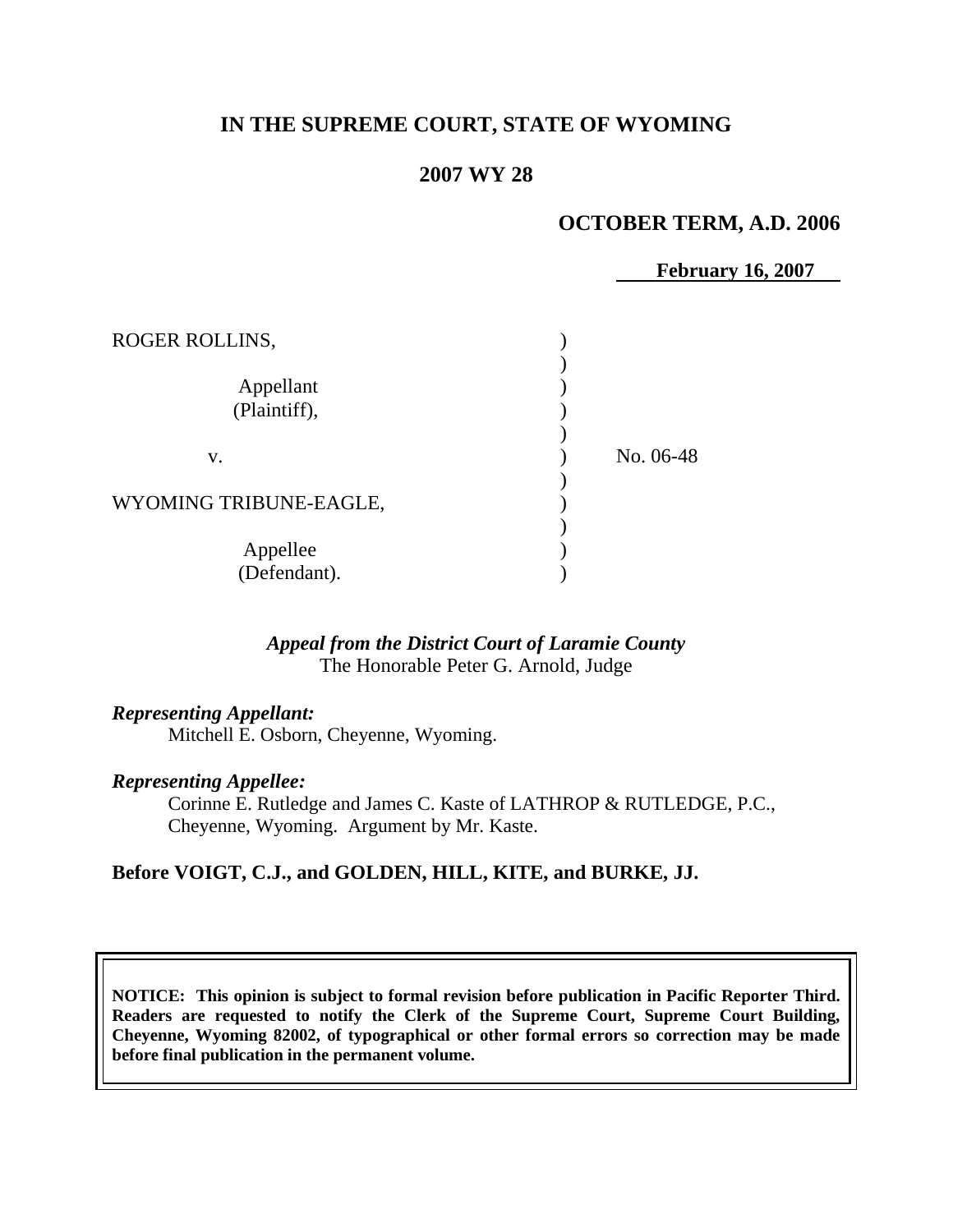# IN THE SUPREME COURT, STATE OF WYOMING

## 2007 WY 28

**OCTOBER TERM, A.D. 2006**

**February 16, 2007**

| | | |
|---|---|---|
| ROGER ROLLINS,<br><br>Appellant<br>(Plaintiff), | ) | |
| v. | ) | No. 06-48 |
| WYOMING TRIBUNE-EAGLE,<br><br>Appellee<br>(Defendant). | ) | |

***Appeal from the District Court of Laramie County***
The Honorable Peter G. Arnold, Judge

***Representing Appellant:***
Mitchell E. Osborn, Cheyenne, Wyoming.

***Representing Appellee:***
Corinne E. Rutledge and James C. Kaste of LATHROP & RUTLEDGE, P.C., Cheyenne, Wyoming. Argument by Mr. Kaste.

**Before VOIGT, C.J., and GOLDEN, HILL, KITE, and BURKE, JJ.**

**NOTICE: This opinion is subject to formal revision before publication in Pacific Reporter Third. Readers are requested to notify the Clerk of the Supreme Court, Supreme Court Building, Cheyenne, Wyoming 82002, of typographical or other formal errors so correction may be made before final publication in the permanent volume.**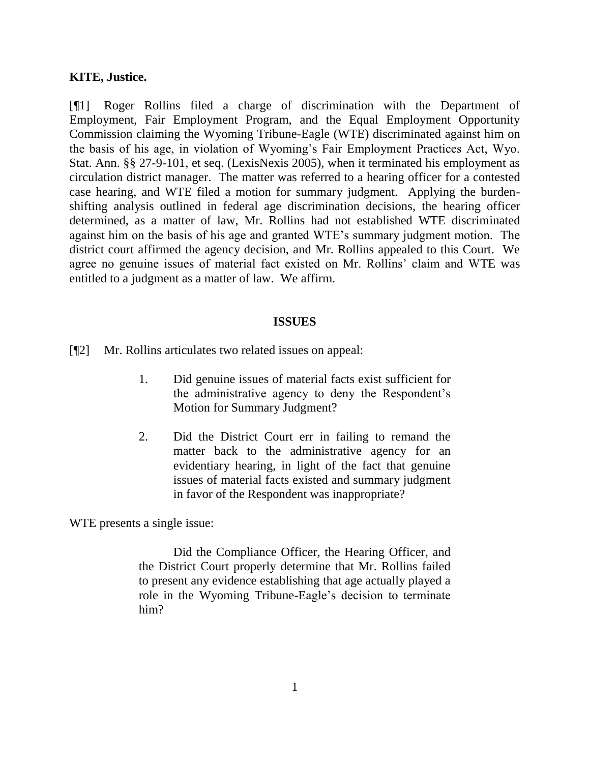**KITE, Justice.**

[¶1] Roger Rollins filed a charge of discrimination with the Department of Employment, Fair Employment Program, and the Equal Employment Opportunity Commission claiming the Wyoming Tribune-Eagle (WTE) discriminated against him on the basis of his age, in violation of Wyoming's Fair Employment Practices Act, Wyo. Stat. Ann. §§ 27-9-101, et seq. (LexisNexis 2005), when it terminated his employment as circulation district manager. The matter was referred to a hearing officer for a contested case hearing, and WTE filed a motion for summary judgment. Applying the burden-shifting analysis outlined in federal age discrimination decisions, the hearing officer determined, as a matter of law, Mr. Rollins had not established WTE discriminated against him on the basis of his age and granted WTE's summary judgment motion. The district court affirmed the agency decision, and Mr. Rollins appealed to this Court. We agree no genuine issues of material fact existed on Mr. Rollins' claim and WTE was entitled to a judgment as a matter of law. We affirm.

## ISSUES

[¶2] Mr. Rollins articulates two related issues on appeal:

> 1. Did genuine issues of material facts exist sufficient for the administrative agency to deny the Respondent's Motion for Summary Judgment?
>
> 2. Did the District Court err in failing to remand the matter back to the administrative agency for an evidentiary hearing, in light of the fact that genuine issues of material facts existed and summary judgment in favor of the Respondent was inappropriate?

WTE presents a single issue:

> Did the Compliance Officer, the Hearing Officer, and the District Court properly determine that Mr. Rollins failed to present any evidence establishing that age actually played a role in the Wyoming Tribune-Eagle's decision to terminate him?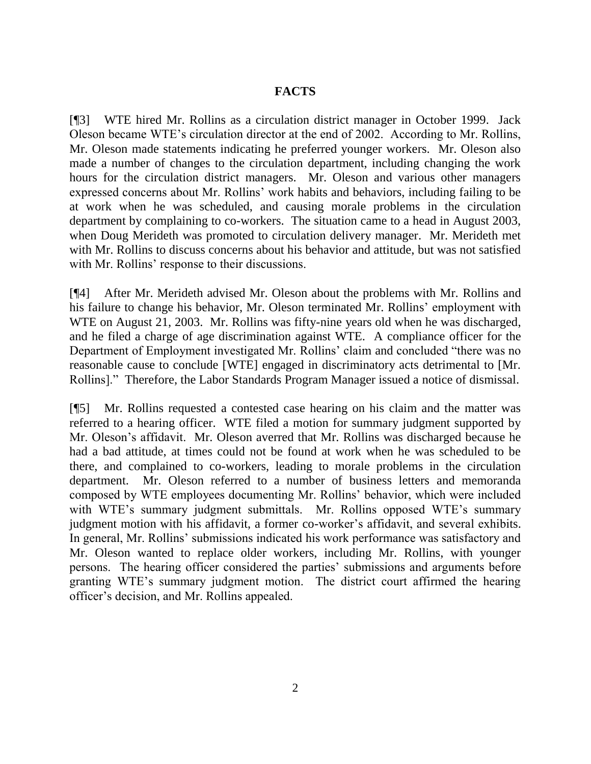## FACTS

[¶3] WTE hired Mr. Rollins as a circulation district manager in October 1999. Jack Oleson became WTE's circulation director at the end of 2002. According to Mr. Rollins, Mr. Oleson made statements indicating he preferred younger workers. Mr. Oleson also made a number of changes to the circulation department, including changing the work hours for the circulation district managers. Mr. Oleson and various other managers expressed concerns about Mr. Rollins' work habits and behaviors, including failing to be at work when he was scheduled, and causing morale problems in the circulation department by complaining to co-workers. The situation came to a head in August 2003, when Doug Merideth was promoted to circulation delivery manager. Mr. Merideth met with Mr. Rollins to discuss concerns about his behavior and attitude, but was not satisfied with Mr. Rollins' response to their discussions.

[¶4] After Mr. Merideth advised Mr. Oleson about the problems with Mr. Rollins and his failure to change his behavior, Mr. Oleson terminated Mr. Rollins' employment with WTE on August 21, 2003. Mr. Rollins was fifty-nine years old when he was discharged, and he filed a charge of age discrimination against WTE. A compliance officer for the Department of Employment investigated Mr. Rollins' claim and concluded "there was no reasonable cause to conclude [WTE] engaged in discriminatory acts detrimental to [Mr. Rollins]." Therefore, the Labor Standards Program Manager issued a notice of dismissal.

[¶5] Mr. Rollins requested a contested case hearing on his claim and the matter was referred to a hearing officer. WTE filed a motion for summary judgment supported by Mr. Oleson's affidavit. Mr. Oleson averred that Mr. Rollins was discharged because he had a bad attitude, at times could not be found at work when he was scheduled to be there, and complained to co-workers, leading to morale problems in the circulation department. Mr. Oleson referred to a number of business letters and memoranda composed by WTE employees documenting Mr. Rollins' behavior, which were included with WTE's summary judgment submittals. Mr. Rollins opposed WTE's summary judgment motion with his affidavit, a former co-worker's affidavit, and several exhibits. In general, Mr. Rollins' submissions indicated his work performance was satisfactory and Mr. Oleson wanted to replace older workers, including Mr. Rollins, with younger persons. The hearing officer considered the parties' submissions and arguments before granting WTE's summary judgment motion. The district court affirmed the hearing officer's decision, and Mr. Rollins appealed.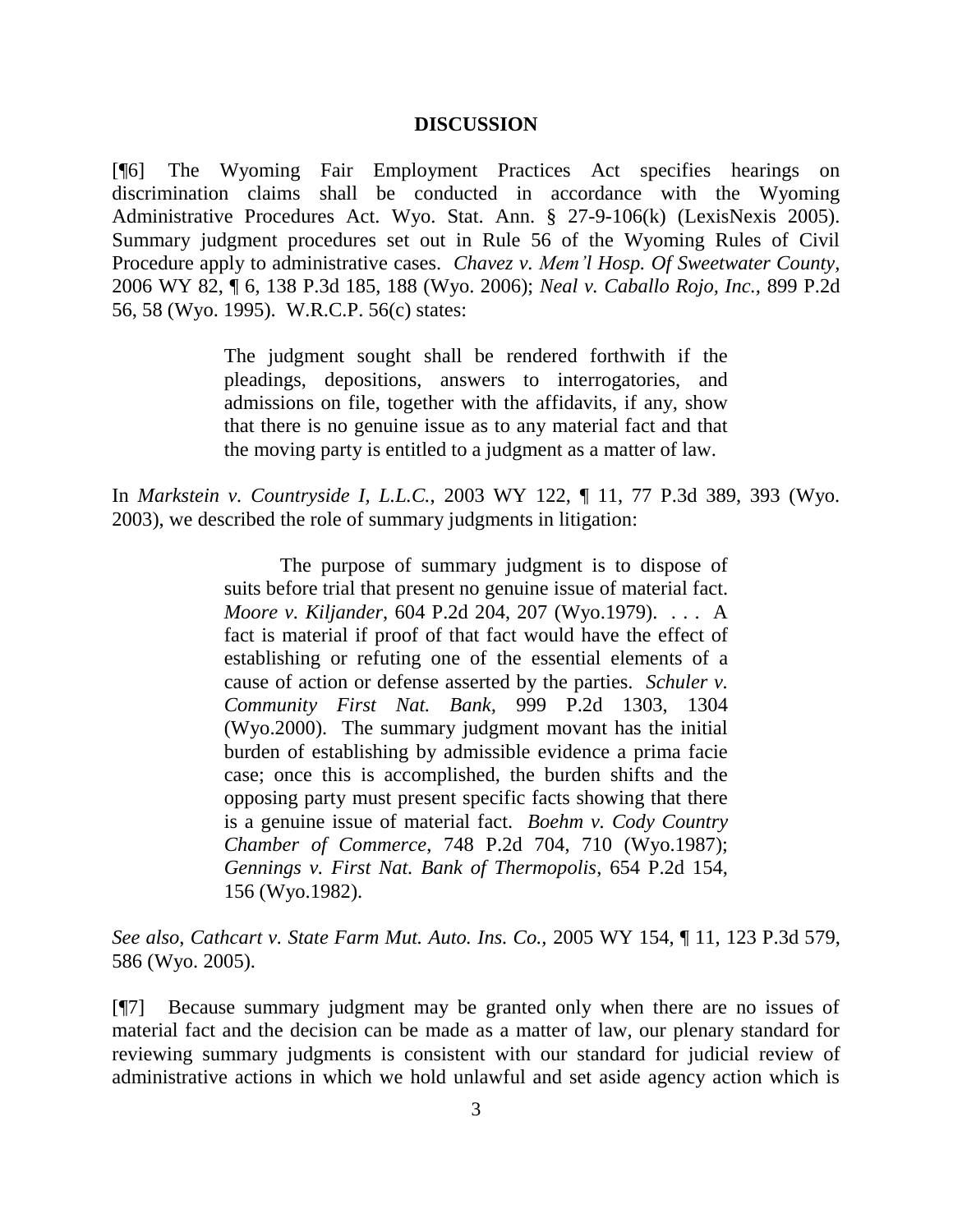## DISCUSSION

[¶6] The Wyoming Fair Employment Practices Act specifies hearings on discrimination claims shall be conducted in accordance with the Wyoming Administrative Procedures Act. Wyo. Stat. Ann. § 27-9-106(k) (LexisNexis 2005). Summary judgment procedures set out in Rule 56 of the Wyoming Rules of Civil Procedure apply to administrative cases. *Chavez v. Mem'l Hosp. Of Sweetwater County*, 2006 WY 82, ¶ 6, 138 P.3d 185, 188 (Wyo. 2006); *Neal v. Caballo Rojo, Inc.*, 899 P.2d 56, 58 (Wyo. 1995). W.R.C.P. 56(c) states:

> The judgment sought shall be rendered forthwith if the pleadings, depositions, answers to interrogatories, and admissions on file, together with the affidavits, if any, show that there is no genuine issue as to any material fact and that the moving party is entitled to a judgment as a matter of law.

In *Markstein v. Countryside I, L.L.C.*, 2003 WY 122, ¶ 11, 77 P.3d 389, 393 (Wyo. 2003), we described the role of summary judgments in litigation:

> The purpose of summary judgment is to dispose of suits before trial that present no genuine issue of material fact. *Moore v. Kiljander*, 604 P.2d 204, 207 (Wyo.1979). . . . A fact is material if proof of that fact would have the effect of establishing or refuting one of the essential elements of a cause of action or defense asserted by the parties. *Schuler v. Community First Nat. Bank*, 999 P.2d 1303, 1304 (Wyo.2000). The summary judgment movant has the initial burden of establishing by admissible evidence a prima facie case; once this is accomplished, the burden shifts and the opposing party must present specific facts showing that there is a genuine issue of material fact. *Boehm v. Cody Country Chamber of Commerce*, 748 P.2d 704, 710 (Wyo.1987); *Gennings v. First Nat. Bank of Thermopolis*, 654 P.2d 154, 156 (Wyo.1982).

*See also*, *Cathcart v. State Farm Mut. Auto. Ins. Co.,* 2005 WY 154, ¶ 11, 123 P.3d 579, 586 (Wyo. 2005).

[¶7] Because summary judgment may be granted only when there are no issues of material fact and the decision can be made as a matter of law, our plenary standard for reviewing summary judgments is consistent with our standard for judicial review of administrative actions in which we hold unlawful and set aside agency action which is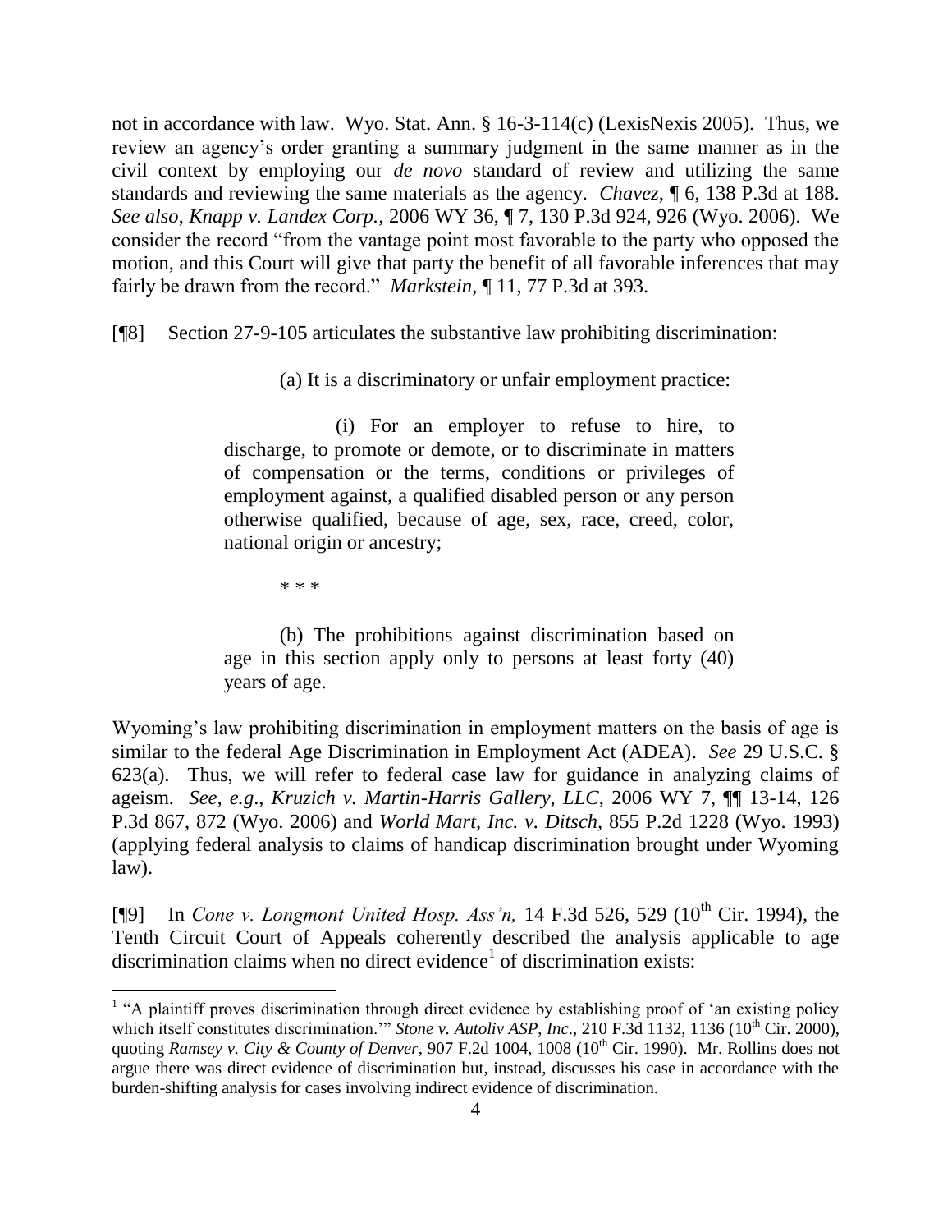not in accordance with law. Wyo. Stat. Ann. § 16-3-114(c) (LexisNexis 2005). Thus, we review an agency's order granting a summary judgment in the same manner as in the civil context by employing our *de novo* standard of review and utilizing the same standards and reviewing the same materials as the agency. *Chavez,* ¶ 6, 138 P.3d at 188. *See also*, *Knapp v. Landex Corp.*, 2006 WY 36, ¶ 7, 130 P.3d 924, 926 (Wyo. 2006). We consider the record "from the vantage point most favorable to the party who opposed the motion, and this Court will give that party the benefit of all favorable inferences that may fairly be drawn from the record." *Markstein*, ¶ 11, 77 P.3d at 393.

[¶8] Section 27-9-105 articulates the substantive law prohibiting discrimination:

> (a) It is a discriminatory or unfair employment practice:
>
> (i) For an employer to refuse to hire, to discharge, to promote or demote, or to discriminate in matters of compensation or the terms, conditions or privileges of employment against, a qualified disabled person or any person otherwise qualified, because of age, sex, race, creed, color, national origin or ancestry;
>
> \* \* \*
>
> (b) The prohibitions against discrimination based on age in this section apply only to persons at least forty (40) years of age.

Wyoming's law prohibiting discrimination in employment matters on the basis of age is similar to the federal Age Discrimination in Employment Act (ADEA). *See* 29 U.S.C. § 623(a). Thus, we will refer to federal case law for guidance in analyzing claims of ageism. *See, e.g.*, *Kruzich v. Martin-Harris Gallery, LLC*, 2006 WY 7, ¶¶ 13-14, 126 P.3d 867, 872 (Wyo. 2006) and *World Mart, Inc. v. Ditsch*, 855 P.2d 1228 (Wyo. 1993) (applying federal analysis to claims of handicap discrimination brought under Wyoming law).

[¶9] In *Cone v. Longmont United Hosp. Ass'n,* 14 F.3d 526, 529 (10th Cir. 1994), the Tenth Circuit Court of Appeals coherently described the analysis applicable to age discrimination claims when no direct evidence[1] of discrimination exists:

---

[1] "A plaintiff proves discrimination through direct evidence by establishing proof of 'an existing policy which itself constitutes discrimination.'" *Stone v. Autoliv ASP, Inc*., 210 F.3d 1132, 1136 (10th Cir. 2000), quoting *Ramsey v. City & County of Denver*, 907 F.2d 1004, 1008 (10th Cir. 1990). Mr. Rollins does not argue there was direct evidence of discrimination but, instead, discusses his case in accordance with the burden-shifting analysis for cases involving indirect evidence of discrimination.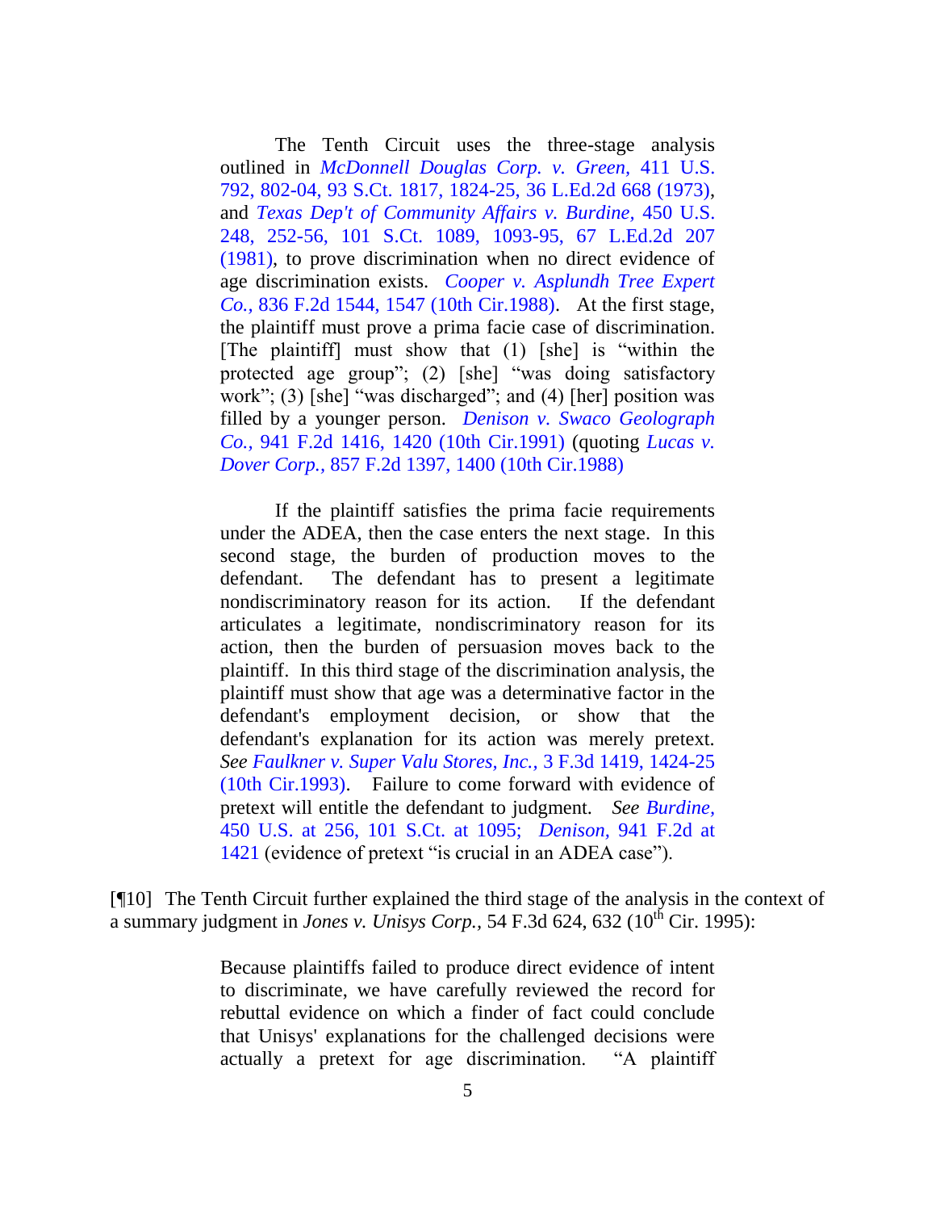> The Tenth Circuit uses the three-stage analysis outlined in *McDonnell Douglas Corp. v. Green,* 411 U.S. 792, 802-04, 93 S.Ct. 1817, 1824-25, 36 L.Ed.2d 668 (1973), and *Texas Dep't of Community Affairs v. Burdine,* 450 U.S. 248, 252-56, 101 S.Ct. 1089, 1093-95, 67 L.Ed.2d 207 (1981), to prove discrimination when no direct evidence of age discrimination exists. *Cooper v. Asplundh Tree Expert Co.,* 836 F.2d 1544, 1547 (10th Cir.1988). At the first stage, the plaintiff must prove a prima facie case of discrimination. [The plaintiff] must show that (1) [she] is "within the protected age group"; (2) [she] "was doing satisfactory work"; (3) [she] "was discharged"; and (4) [her] position was filled by a younger person. *Denison v. Swaco Geolograph Co.,* 941 F.2d 1416, 1420 (10th Cir.1991) (quoting *Lucas v. Dover Corp.,* 857 F.2d 1397, 1400 (10th Cir.1988)
>
> If the plaintiff satisfies the prima facie requirements under the ADEA, then the case enters the next stage. In this second stage, the burden of production moves to the defendant. The defendant has to present a legitimate nondiscriminatory reason for its action. If the defendant articulates a legitimate, nondiscriminatory reason for its action, then the burden of persuasion moves back to the plaintiff. In this third stage of the discrimination analysis, the plaintiff must show that age was a determinative factor in the defendant's employment decision, or show that the defendant's explanation for its action was merely pretext. *See Faulkner v. Super Valu Stores, Inc.,* 3 F.3d 1419, 1424-25 (10th Cir.1993). Failure to come forward with evidence of pretext will entitle the defendant to judgment. *See Burdine,* 450 U.S. at 256, 101 S.Ct. at 1095; *Denison,* 941 F.2d at 1421 (evidence of pretext "is crucial in an ADEA case").

[¶10] The Tenth Circuit further explained the third stage of the analysis in the context of a summary judgment in *Jones v. Unisys Corp.,* 54 F.3d 624, 632 (10th Cir. 1995):

> Because plaintiffs failed to produce direct evidence of intent to discriminate, we have carefully reviewed the record for rebuttal evidence on which a finder of fact could conclude that Unisys' explanations for the challenged decisions were actually a pretext for age discrimination. "A plaintiff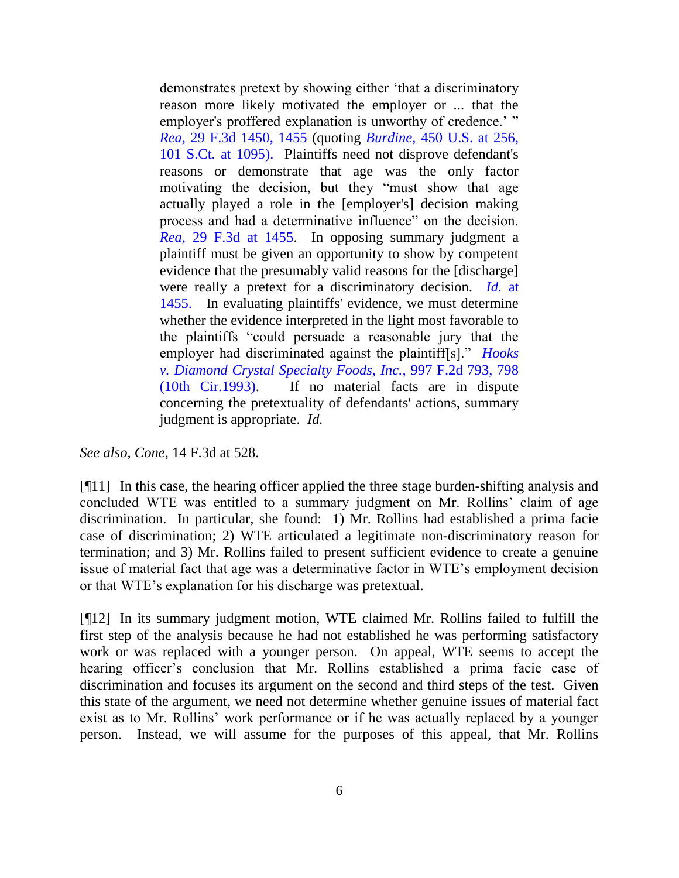> demonstrates pretext by showing either 'that a discriminatory reason more likely motivated the employer or ... that the employer's proffered explanation is unworthy of credence.' " *Rea,* 29 F.3d 1450, 1455 (quoting *Burdine,* 450 U.S. at 256, 101 S.Ct. at 1095). Plaintiffs need not disprove defendant's reasons or demonstrate that age was the only factor motivating the decision, but they "must show that age actually played a role in the [employer's] decision making process and had a determinative influence" on the decision. *Rea,* 29 F.3d at 1455. In opposing summary judgment a plaintiff must be given an opportunity to show by competent evidence that the presumably valid reasons for the [discharge] were really a pretext for a discriminatory decision. *Id.* at 1455. In evaluating plaintiffs' evidence, we must determine whether the evidence interpreted in the light most favorable to the plaintiffs "could persuade a reasonable jury that the employer had discriminated against the plaintiff[s]." *Hooks v. Diamond Crystal Specialty Foods, Inc.,* 997 F.2d 793, 798 (10th Cir.1993). If no material facts are in dispute concerning the pretextuality of defendants' actions, summary judgment is appropriate. *Id.*

*See also, Cone,* 14 F.3d at 528.

[¶11] In this case, the hearing officer applied the three stage burden-shifting analysis and concluded WTE was entitled to a summary judgment on Mr. Rollins' claim of age discrimination. In particular, she found: 1) Mr. Rollins had established a prima facie case of discrimination; 2) WTE articulated a legitimate non-discriminatory reason for termination; and 3) Mr. Rollins failed to present sufficient evidence to create a genuine issue of material fact that age was a determinative factor in WTE's employment decision or that WTE's explanation for his discharge was pretextual.

[¶12] In its summary judgment motion, WTE claimed Mr. Rollins failed to fulfill the first step of the analysis because he had not established he was performing satisfactory work or was replaced with a younger person. On appeal, WTE seems to accept the hearing officer's conclusion that Mr. Rollins established a prima facie case of discrimination and focuses its argument on the second and third steps of the test. Given this state of the argument, we need not determine whether genuine issues of material fact exist as to Mr. Rollins' work performance or if he was actually replaced by a younger person. Instead, we will assume for the purposes of this appeal, that Mr. Rollins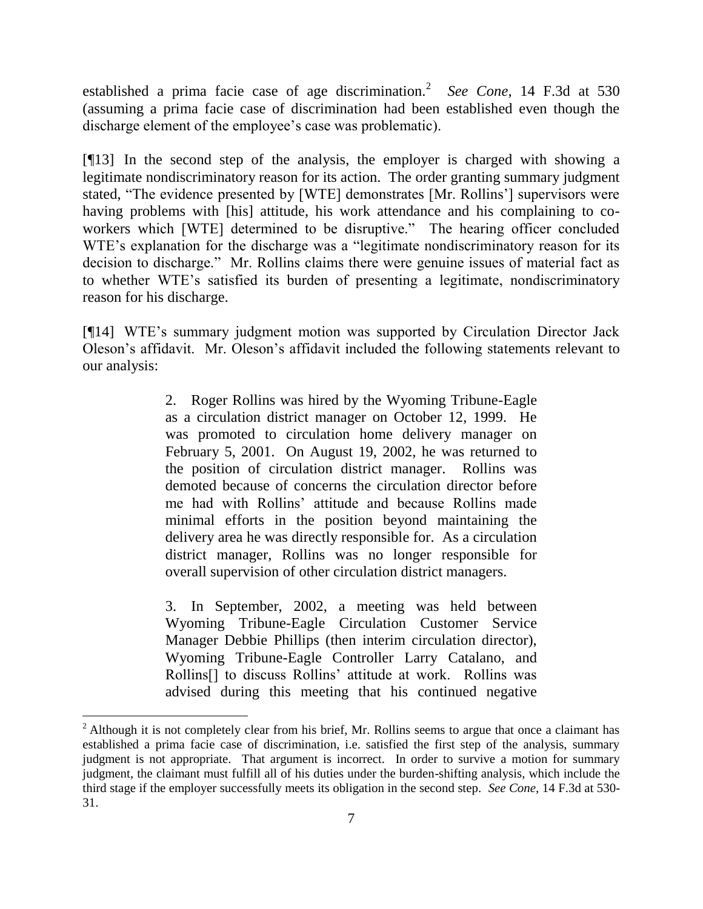established a prima facie case of age discrimination.[2] *See Cone*, 14 F.3d at 530 (assuming a prima facie case of discrimination had been established even though the discharge element of the employee's case was problematic).

[¶13] In the second step of the analysis, the employer is charged with showing a legitimate nondiscriminatory reason for its action. The order granting summary judgment stated, "The evidence presented by [WTE] demonstrates [Mr. Rollins'] supervisors were having problems with [his] attitude, his work attendance and his complaining to co-workers which [WTE] determined to be disruptive." The hearing officer concluded WTE's explanation for the discharge was a "legitimate nondiscriminatory reason for its decision to discharge." Mr. Rollins claims there were genuine issues of material fact as to whether WTE's satisfied its burden of presenting a legitimate, nondiscriminatory reason for his discharge.

[¶14] WTE's summary judgment motion was supported by Circulation Director Jack Oleson's affidavit. Mr. Oleson's affidavit included the following statements relevant to our analysis:

> 2. Roger Rollins was hired by the Wyoming Tribune-Eagle as a circulation district manager on October 12, 1999. He was promoted to circulation home delivery manager on February 5, 2001. On August 19, 2002, he was returned to the position of circulation district manager. Rollins was demoted because of concerns the circulation director before me had with Rollins' attitude and because Rollins made minimal efforts in the position beyond maintaining the delivery area he was directly responsible for. As a circulation district manager, Rollins was no longer responsible for overall supervision of other circulation district managers.
>
> 3. In September, 2002, a meeting was held between Wyoming Tribune-Eagle Circulation Customer Service Manager Debbie Phillips (then interim circulation director), Wyoming Tribune-Eagle Controller Larry Catalano, and Rollins[] to discuss Rollins' attitude at work. Rollins was advised during this meeting that his continued negative

---

[2] Although it is not completely clear from his brief, Mr. Rollins seems to argue that once a claimant has established a prima facie case of discrimination, i.e. satisfied the first step of the analysis, summary judgment is not appropriate. That argument is incorrect. In order to survive a motion for summary judgment, the claimant must fulfill all of his duties under the burden-shifting analysis, which include the third stage if the employer successfully meets its obligation in the second step. *See Cone*, 14 F.3d at 530-31.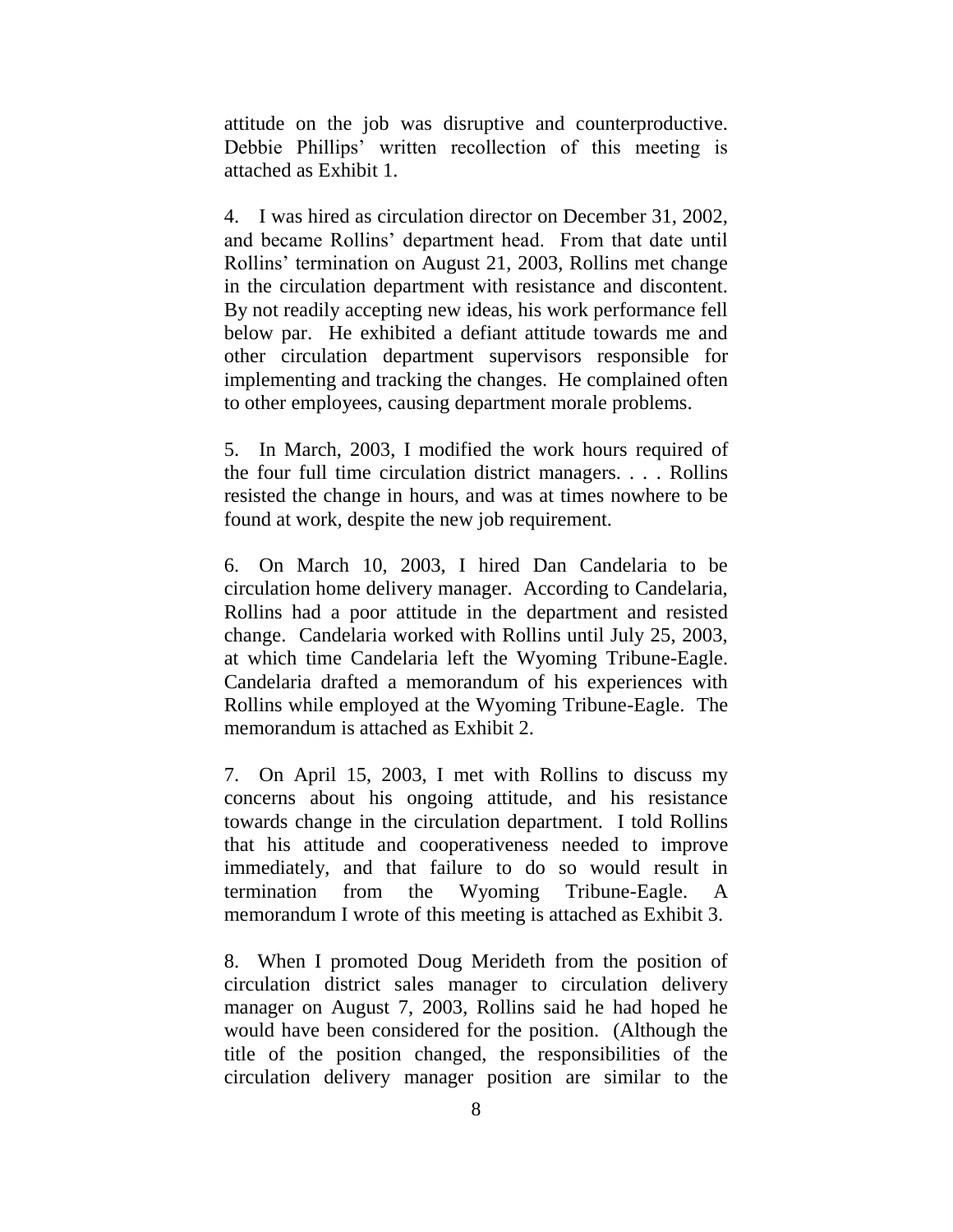attitude on the job was disruptive and counterproductive. Debbie Phillips' written recollection of this meeting is attached as Exhibit 1.

4. I was hired as circulation director on December 31, 2002, and became Rollins' department head. From that date until Rollins' termination on August 21, 2003, Rollins met change in the circulation department with resistance and discontent. By not readily accepting new ideas, his work performance fell below par. He exhibited a defiant attitude towards me and other circulation department supervisors responsible for implementing and tracking the changes. He complained often to other employees, causing department morale problems.

5. In March, 2003, I modified the work hours required of the four full time circulation district managers. . . . Rollins resisted the change in hours, and was at times nowhere to be found at work, despite the new job requirement.

6. On March 10, 2003, I hired Dan Candelaria to be circulation home delivery manager. According to Candelaria, Rollins had a poor attitude in the department and resisted change. Candelaria worked with Rollins until July 25, 2003, at which time Candelaria left the Wyoming Tribune-Eagle. Candelaria drafted a memorandum of his experiences with Rollins while employed at the Wyoming Tribune-Eagle. The memorandum is attached as Exhibit 2.

7. On April 15, 2003, I met with Rollins to discuss my concerns about his ongoing attitude, and his resistance towards change in the circulation department. I told Rollins that his attitude and cooperativeness needed to improve immediately, and that failure to do so would result in termination from the Wyoming Tribune-Eagle. A memorandum I wrote of this meeting is attached as Exhibit 3.

8. When I promoted Doug Merideth from the position of circulation district sales manager to circulation delivery manager on August 7, 2003, Rollins said he had hoped he would have been considered for the position. (Although the title of the position changed, the responsibilities of the circulation delivery manager position are similar to the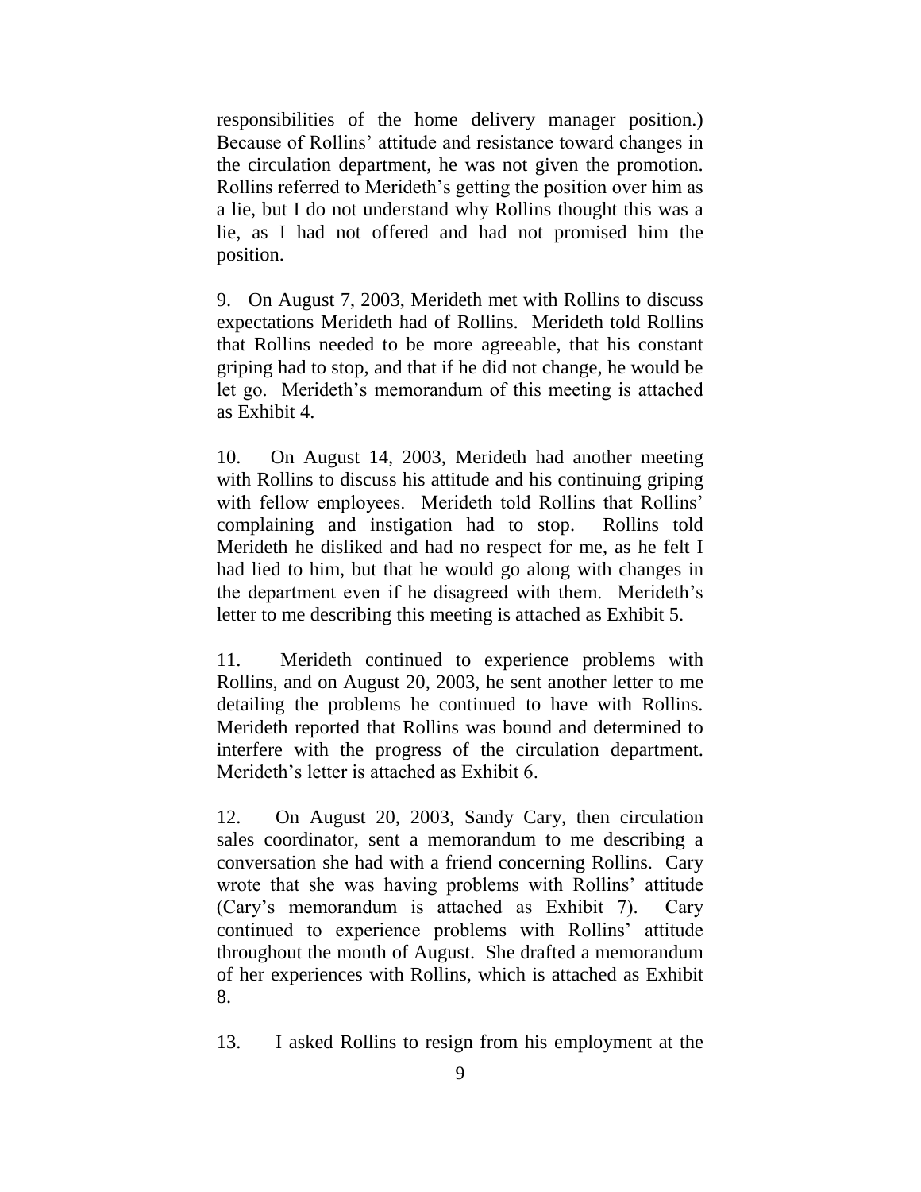responsibilities of the home delivery manager position.) Because of Rollins' attitude and resistance toward changes in the circulation department, he was not given the promotion. Rollins referred to Merideth's getting the position over him as a lie, but I do not understand why Rollins thought this was a lie, as I had not offered and had not promised him the position.

9. On August 7, 2003, Merideth met with Rollins to discuss expectations Merideth had of Rollins. Merideth told Rollins that Rollins needed to be more agreeable, that his constant griping had to stop, and that if he did not change, he would be let go. Merideth's memorandum of this meeting is attached as Exhibit 4.

10. On August 14, 2003, Merideth had another meeting with Rollins to discuss his attitude and his continuing griping with fellow employees. Merideth told Rollins that Rollins' complaining and instigation had to stop. Rollins told Merideth he disliked and had no respect for me, as he felt I had lied to him, but that he would go along with changes in the department even if he disagreed with them. Merideth's letter to me describing this meeting is attached as Exhibit 5.

11. Merideth continued to experience problems with Rollins, and on August 20, 2003, he sent another letter to me detailing the problems he continued to have with Rollins. Merideth reported that Rollins was bound and determined to interfere with the progress of the circulation department. Merideth's letter is attached as Exhibit 6.

12. On August 20, 2003, Sandy Cary, then circulation sales coordinator, sent a memorandum to me describing a conversation she had with a friend concerning Rollins. Cary wrote that she was having problems with Rollins' attitude (Cary's memorandum is attached as Exhibit 7). Cary continued to experience problems with Rollins' attitude throughout the month of August. She drafted a memorandum of her experiences with Rollins, which is attached as Exhibit 8.

13. I asked Rollins to resign from his employment at the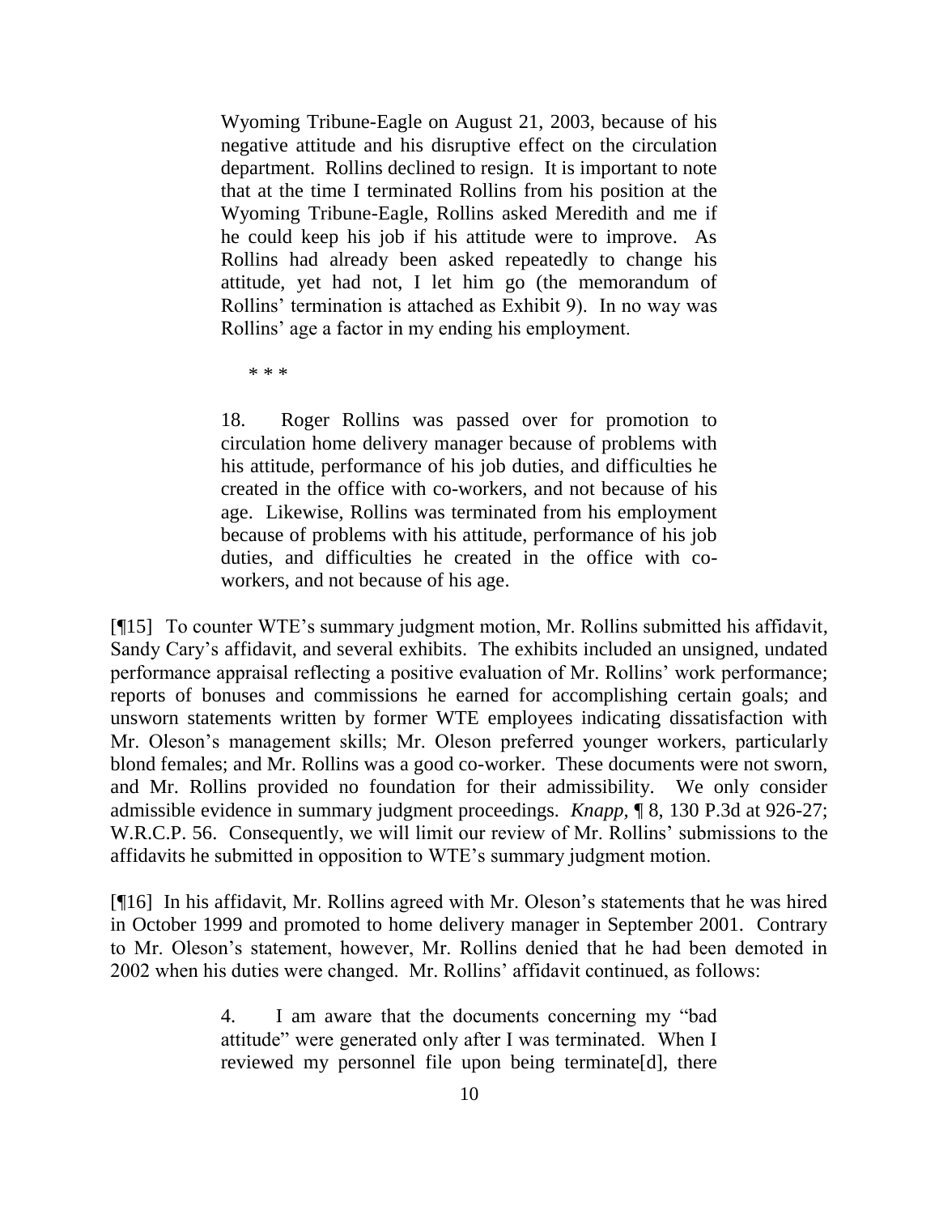> Wyoming Tribune-Eagle on August 21, 2003, because of his negative attitude and his disruptive effect on the circulation department. Rollins declined to resign. It is important to note that at the time I terminated Rollins from his position at the Wyoming Tribune-Eagle, Rollins asked Meredith and me if he could keep his job if his attitude were to improve. As Rollins had already been asked repeatedly to change his attitude, yet had not, I let him go (the memorandum of Rollins' termination is attached as Exhibit 9). In no way was Rollins' age a factor in my ending his employment.
>
> \* \* \*
>
> 18. Roger Rollins was passed over for promotion to circulation home delivery manager because of problems with his attitude, performance of his job duties, and difficulties he created in the office with co-workers, and not because of his age. Likewise, Rollins was terminated from his employment because of problems with his attitude, performance of his job duties, and difficulties he created in the office with co-workers, and not because of his age.

[¶15] To counter WTE's summary judgment motion, Mr. Rollins submitted his affidavit, Sandy Cary's affidavit, and several exhibits. The exhibits included an unsigned, undated performance appraisal reflecting a positive evaluation of Mr. Rollins' work performance; reports of bonuses and commissions he earned for accomplishing certain goals; and unsworn statements written by former WTE employees indicating dissatisfaction with Mr. Oleson's management skills; Mr. Oleson preferred younger workers, particularly blond females; and Mr. Rollins was a good co-worker. These documents were not sworn, and Mr. Rollins provided no foundation for their admissibility. We only consider admissible evidence in summary judgment proceedings. *Knapp*, ¶ 8, 130 P.3d at 926-27; W.R.C.P. 56. Consequently, we will limit our review of Mr. Rollins' submissions to the affidavits he submitted in opposition to WTE's summary judgment motion.

[¶16] In his affidavit, Mr. Rollins agreed with Mr. Oleson's statements that he was hired in October 1999 and promoted to home delivery manager in September 2001. Contrary to Mr. Oleson's statement, however, Mr. Rollins denied that he had been demoted in 2002 when his duties were changed. Mr. Rollins' affidavit continued, as follows:

> 4. I am aware that the documents concerning my "bad attitude" were generated only after I was terminated. When I reviewed my personnel file upon being terminate[d], there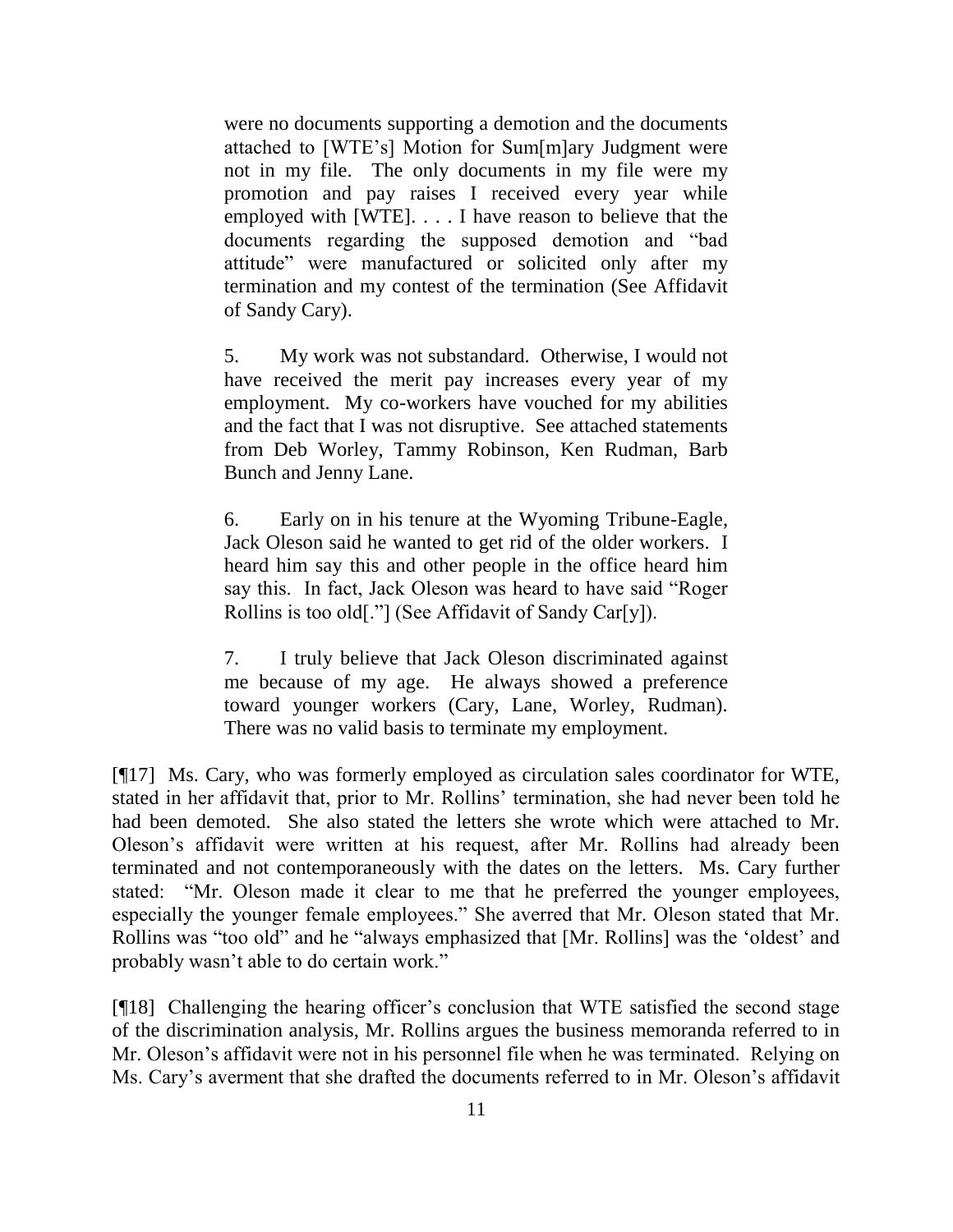> were no documents supporting a demotion and the documents attached to [WTE's] Motion for Sum[m]ary Judgment were not in my file. The only documents in my file were my promotion and pay raises I received every year while employed with [WTE]. . . . I have reason to believe that the documents regarding the supposed demotion and "bad attitude" were manufactured or solicited only after my termination and my contest of the termination (See Affidavit of Sandy Cary).
>
> 5. My work was not substandard. Otherwise, I would not have received the merit pay increases every year of my employment. My co-workers have vouched for my abilities and the fact that I was not disruptive. See attached statements from Deb Worley, Tammy Robinson, Ken Rudman, Barb Bunch and Jenny Lane.
>
> 6. Early on in his tenure at the Wyoming Tribune-Eagle, Jack Oleson said he wanted to get rid of the older workers. I heard him say this and other people in the office heard him say this. In fact, Jack Oleson was heard to have said "Roger Rollins is too old[."] (See Affidavit of Sandy Car[y]).
>
> 7. I truly believe that Jack Oleson discriminated against me because of my age. He always showed a preference toward younger workers (Cary, Lane, Worley, Rudman). There was no valid basis to terminate my employment.

[¶17] Ms. Cary, who was formerly employed as circulation sales coordinator for WTE, stated in her affidavit that, prior to Mr. Rollins' termination, she had never been told he had been demoted. She also stated the letters she wrote which were attached to Mr. Oleson's affidavit were written at his request, after Mr. Rollins had already been terminated and not contemporaneously with the dates on the letters. Ms. Cary further stated: "Mr. Oleson made it clear to me that he preferred the younger employees, especially the younger female employees." She averred that Mr. Oleson stated that Mr. Rollins was "too old" and he "always emphasized that [Mr. Rollins] was the 'oldest' and probably wasn't able to do certain work."

[¶18] Challenging the hearing officer's conclusion that WTE satisfied the second stage of the discrimination analysis, Mr. Rollins argues the business memoranda referred to in Mr. Oleson's affidavit were not in his personnel file when he was terminated. Relying on Ms. Cary's averment that she drafted the documents referred to in Mr. Oleson's affidavit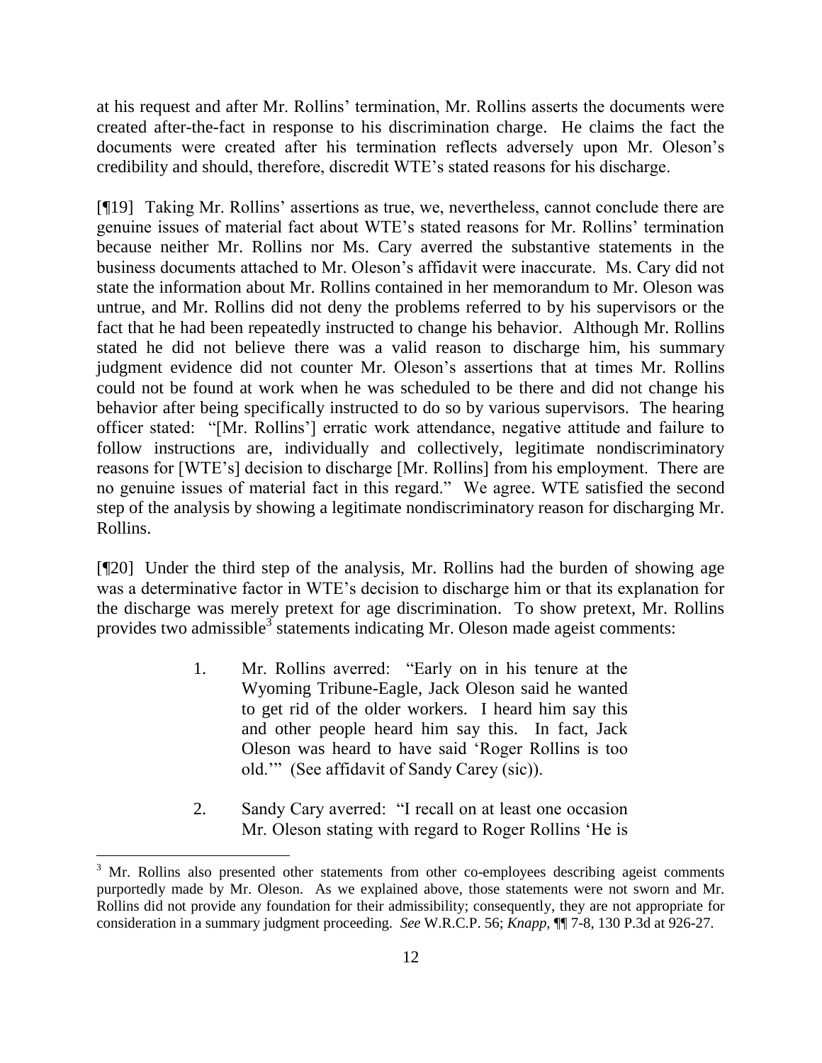at his request and after Mr. Rollins' termination, Mr. Rollins asserts the documents were created after-the-fact in response to his discrimination charge. He claims the fact the documents were created after his termination reflects adversely upon Mr. Oleson's credibility and should, therefore, discredit WTE's stated reasons for his discharge.

[¶19] Taking Mr. Rollins' assertions as true, we, nevertheless, cannot conclude there are genuine issues of material fact about WTE's stated reasons for Mr. Rollins' termination because neither Mr. Rollins nor Ms. Cary averred the substantive statements in the business documents attached to Mr. Oleson's affidavit were inaccurate. Ms. Cary did not state the information about Mr. Rollins contained in her memorandum to Mr. Oleson was untrue, and Mr. Rollins did not deny the problems referred to by his supervisors or the fact that he had been repeatedly instructed to change his behavior. Although Mr. Rollins stated he did not believe there was a valid reason to discharge him, his summary judgment evidence did not counter Mr. Oleson's assertions that at times Mr. Rollins could not be found at work when he was scheduled to be there and did not change his behavior after being specifically instructed to do so by various supervisors. The hearing officer stated: "[Mr. Rollins'] erratic work attendance, negative attitude and failure to follow instructions are, individually and collectively, legitimate nondiscriminatory reasons for [WTE's] decision to discharge [Mr. Rollins] from his employment. There are no genuine issues of material fact in this regard." We agree. WTE satisfied the second step of the analysis by showing a legitimate nondiscriminatory reason for discharging Mr. Rollins.

[¶20] Under the third step of the analysis, Mr. Rollins had the burden of showing age was a determinative factor in WTE's decision to discharge him or that its explanation for the discharge was merely pretext for age discrimination. To show pretext, Mr. Rollins provides two admissible[3] statements indicating Mr. Oleson made ageist comments:

> 1. Mr. Rollins averred: "Early on in his tenure at the Wyoming Tribune-Eagle, Jack Oleson said he wanted to get rid of the older workers. I heard him say this and other people heard him say this. In fact, Jack Oleson was heard to have said 'Roger Rollins is too old.'" (See affidavit of Sandy Carey (sic)).
>
> 2. Sandy Cary averred: "I recall on at least one occasion Mr. Oleson stating with regard to Roger Rollins 'He is

---

[3] Mr. Rollins also presented other statements from other co-employees describing ageist comments purportedly made by Mr. Oleson. As we explained above, those statements were not sworn and Mr. Rollins did not provide any foundation for their admissibility; consequently, they are not appropriate for consideration in a summary judgment proceeding. *See* W.R.C.P. 56; *Knapp*, ¶¶ 7-8, 130 P.3d at 926-27.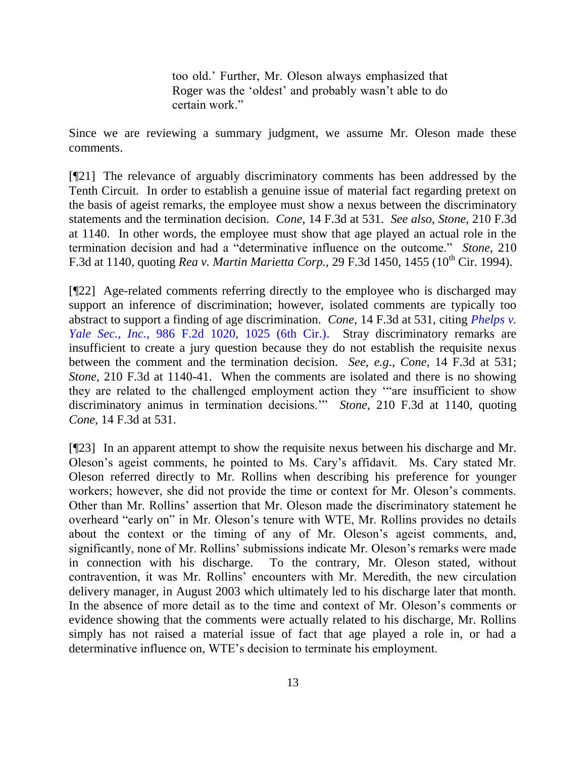> too old.' Further, Mr. Oleson always emphasized that Roger was the 'oldest' and probably wasn't able to do certain work."

Since we are reviewing a summary judgment, we assume Mr. Oleson made these comments.

[¶21] The relevance of arguably discriminatory comments has been addressed by the Tenth Circuit. In order to establish a genuine issue of material fact regarding pretext on the basis of ageist remarks, the employee must show a nexus between the discriminatory statements and the termination decision. *Cone*, 14 F.3d at 531. *See also*, *Stone*, 210 F.3d at 1140. In other words, the employee must show that age played an actual role in the termination decision and had a "determinative influence on the outcome." *Stone,* 210 F.3d at 1140, quoting *Rea v. Martin Marietta Corp.,* 29 F.3d 1450, 1455 (10th Cir. 1994).

[¶22] Age-related comments referring directly to the employee who is discharged may support an inference of discrimination; however, isolated comments are typically too abstract to support a finding of age discrimination. *Cone,* 14 F.3d at 531, citing *Phelps v. Yale Sec., Inc.,* 986 F.2d 1020, 1025 (6th Cir.). Stray discriminatory remarks are insufficient to create a jury question because they do not establish the requisite nexus between the comment and the termination decision. *See, e.g*., *Cone,* 14 F.3d at 531; *Stone,* 210 F.3d at 1140-41. When the comments are isolated and there is no showing they are related to the challenged employment action they '"are insufficient to show discriminatory animus in termination decisions.'" *Stone*, 210 F.3d at 1140, quoting *Cone*, 14 F.3d at 531.

[¶23] In an apparent attempt to show the requisite nexus between his discharge and Mr. Oleson's ageist comments, he pointed to Ms. Cary's affidavit. Ms. Cary stated Mr. Oleson referred directly to Mr. Rollins when describing his preference for younger workers; however, she did not provide the time or context for Mr. Oleson's comments. Other than Mr. Rollins' assertion that Mr. Oleson made the discriminatory statement he overheard "early on" in Mr. Oleson's tenure with WTE, Mr. Rollins provides no details about the context or the timing of any of Mr. Oleson's ageist comments, and, significantly, none of Mr. Rollins' submissions indicate Mr. Oleson's remarks were made in connection with his discharge. To the contrary, Mr. Oleson stated, without contravention, it was Mr. Rollins' encounters with Mr. Meredith, the new circulation delivery manager, in August 2003 which ultimately led to his discharge later that month. In the absence of more detail as to the time and context of Mr. Oleson's comments or evidence showing that the comments were actually related to his discharge, Mr. Rollins simply has not raised a material issue of fact that age played a role in, or had a determinative influence on, WTE's decision to terminate his employment.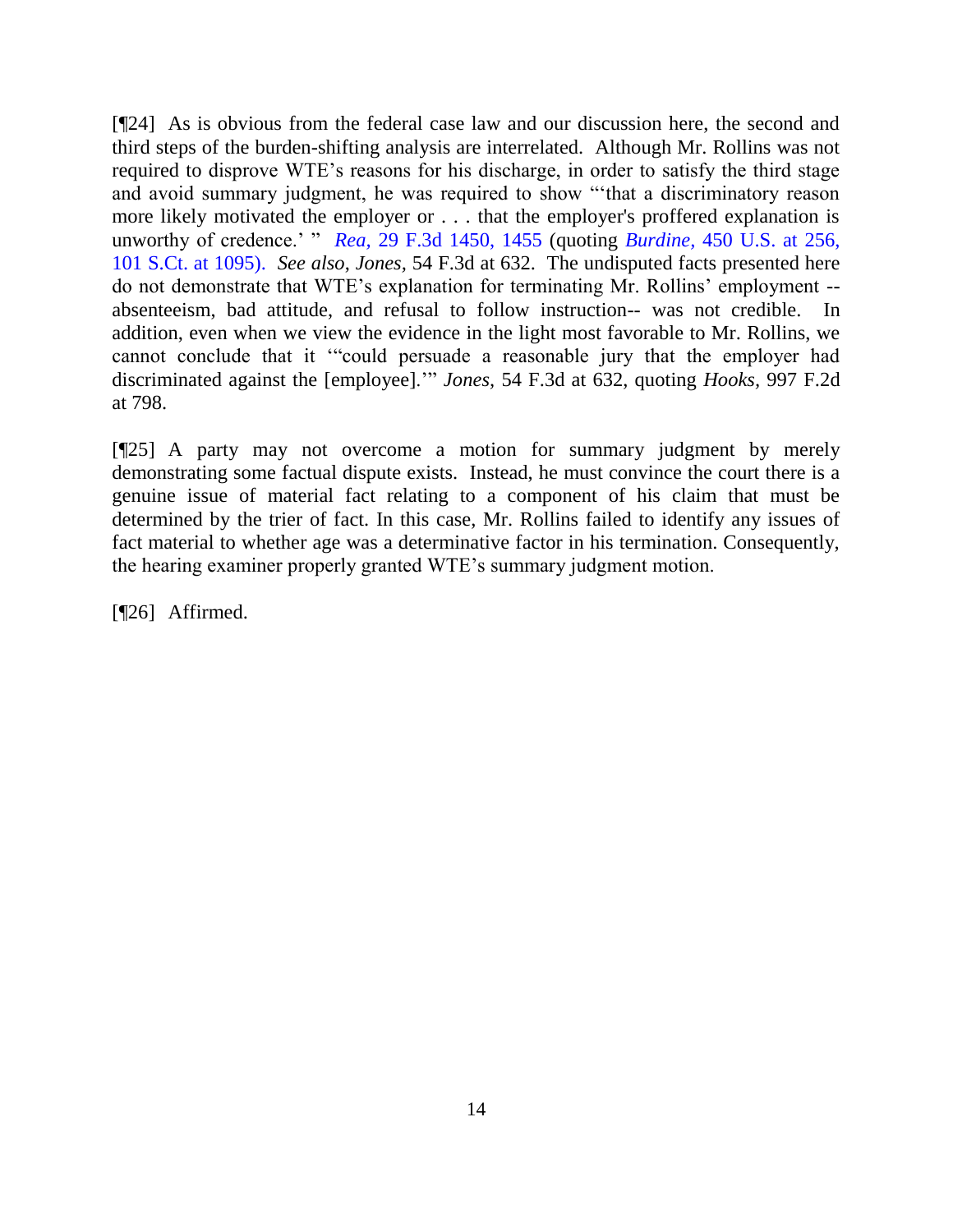[¶24] As is obvious from the federal case law and our discussion here, the second and third steps of the burden-shifting analysis are interrelated. Although Mr. Rollins was not required to disprove WTE's reasons for his discharge, in order to satisfy the third stage and avoid summary judgment, he was required to show "'that a discriminatory reason more likely motivated the employer or . . . that the employer's proffered explanation is unworthy of credence.' " *Rea,* 29 F.3d 1450, 1455 (quoting *Burdine,* 450 U.S. at 256, 101 S.Ct. at 1095). *See also*, *Jones,* 54 F.3d at 632. The undisputed facts presented here do not demonstrate that WTE's explanation for terminating Mr. Rollins' employment --absenteeism, bad attitude, and refusal to follow instruction-- was not credible. In addition, even when we view the evidence in the light most favorable to Mr. Rollins, we cannot conclude that it '"could persuade a reasonable jury that the employer had discriminated against the [employee].'" *Jones,* 54 F.3d at 632, quoting *Hooks,* 997 F.2d at 798.

[¶25] A party may not overcome a motion for summary judgment by merely demonstrating some factual dispute exists. Instead, he must convince the court there is a genuine issue of material fact relating to a component of his claim that must be determined by the trier of fact. In this case, Mr. Rollins failed to identify any issues of fact material to whether age was a determinative factor in his termination. Consequently, the hearing examiner properly granted WTE's summary judgment motion.

[¶26] Affirmed.